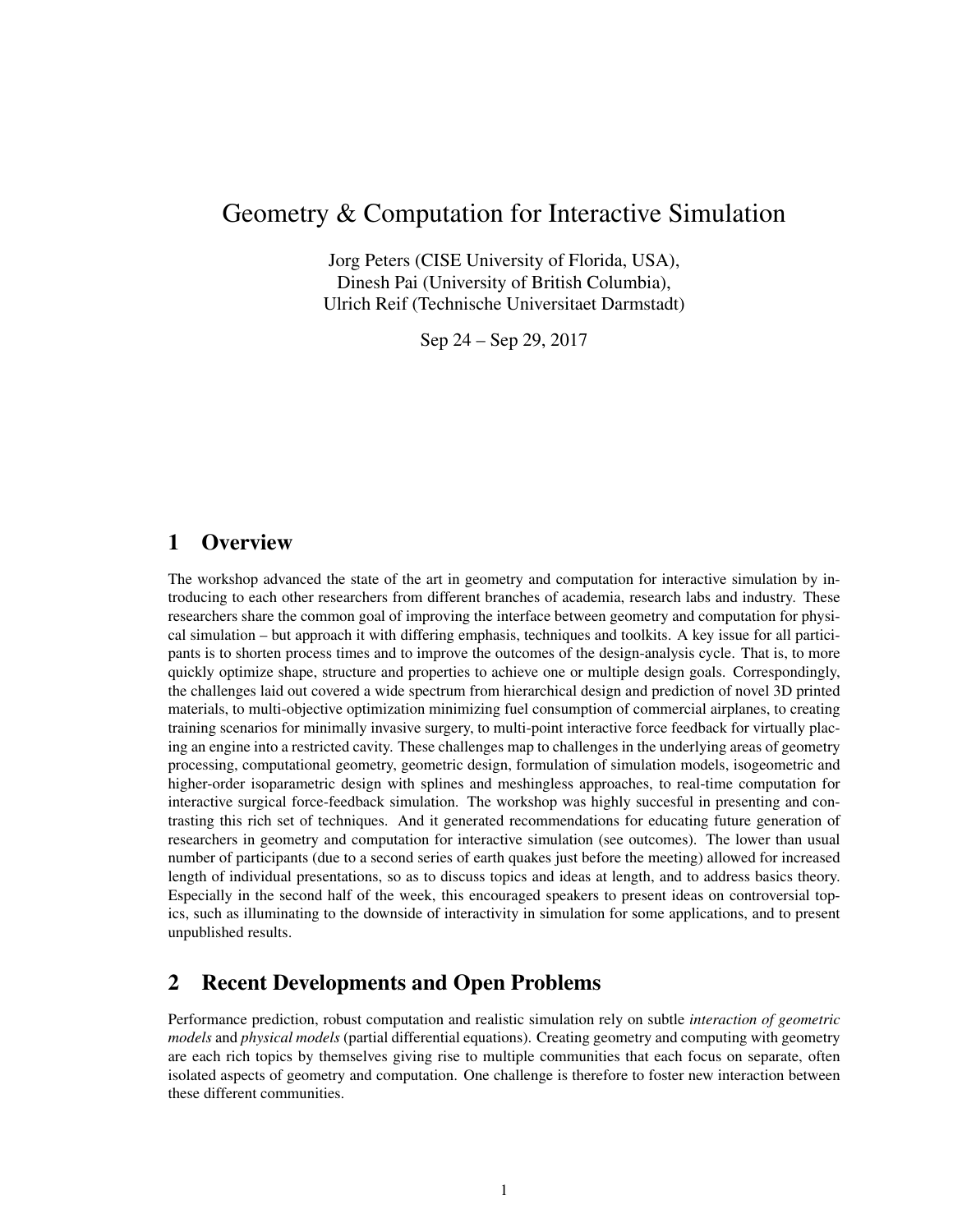# Geometry & Computation for Interactive Simulation

Jorg Peters (CISE University of Florida, USA),
Dinesh Pai (University of British Columbia),
Ulrich Reif (Technische Universitaet Darmstadt)

Sep 24 – Sep 29, 2017

## 1 Overview

The workshop advanced the state of the art in geometry and computation for interactive simulation by introducing to each other researchers from different branches of academia, research labs and industry. These researchers share the common goal of improving the interface between geometry and computation for physical simulation – but approach it with differing emphasis, techniques and toolkits. A key issue for all participants is to shorten process times and to improve the outcomes of the design-analysis cycle. That is, to more quickly optimize shape, structure and properties to achieve one or multiple design goals. Correspondingly, the challenges laid out covered a wide spectrum from hierarchical design and prediction of novel 3D printed materials, to multi-objective optimization minimizing fuel consumption of commercial airplanes, to creating training scenarios for minimally invasive surgery, to multi-point interactive force feedback for virtually placing an engine into a restricted cavity. These challenges map to challenges in the underlying areas of geometry processing, computational geometry, geometric design, formulation of simulation models, isogeometric and higher-order isoparametric design with splines and meshingless approaches, to real-time computation for interactive surgical force-feedback simulation. The workshop was highly succesful in presenting and contrasting this rich set of techniques. And it generated recommendations for educating future generation of researchers in geometry and computation for interactive simulation (see outcomes). The lower than usual number of participants (due to a second series of earth quakes just before the meeting) allowed for increased length of individual presentations, so as to discuss topics and ideas at length, and to address basics theory. Especially in the second half of the week, this encouraged speakers to present ideas on controversial topics, such as illuminating to the downside of interactivity in simulation for some applications, and to present unpublished results.

## 2 Recent Developments and Open Problems

Performance prediction, robust computation and realistic simulation rely on subtle *interaction of geometric models* and *physical models* (partial differential equations). Creating geometry and computing with geometry are each rich topics by themselves giving rise to multiple communities that each focus on separate, often isolated aspects of geometry and computation. One challenge is therefore to foster new interaction between these different communities.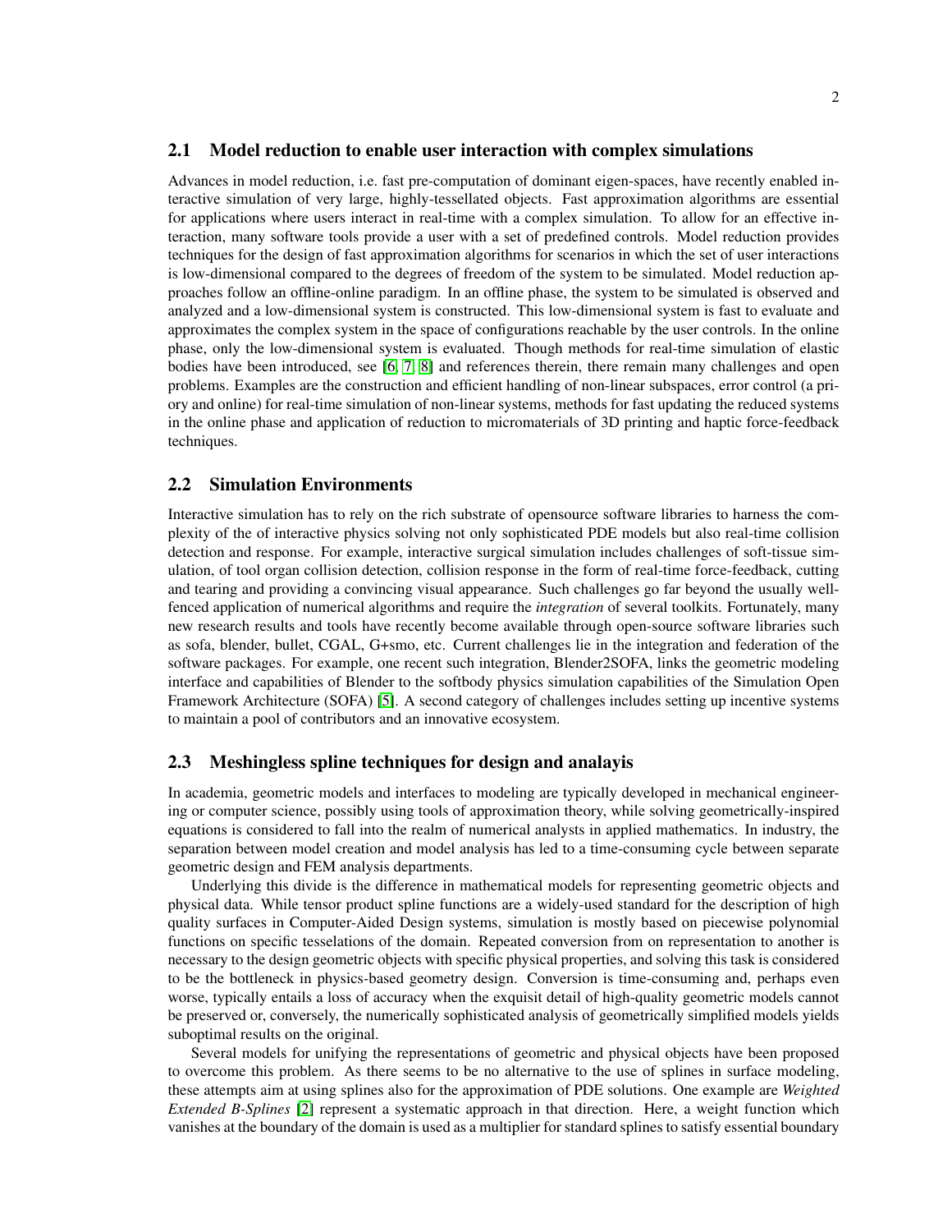## 2.1 Model reduction to enable user interaction with complex simulations

Advances in model reduction, i.e. fast pre-computation of dominant eigen-spaces, have recently enabled interactive simulation of very large, highly-tessellated objects. Fast approximation algorithms are essential for applications where users interact in real-time with a complex simulation. To allow for an effective interaction, many software tools provide a user with a set of predefined controls. Model reduction provides techniques for the design of fast approximation algorithms for scenarios in which the set of user interactions is low-dimensional compared to the degrees of freedom of the system to be simulated. Model reduction approaches follow an offline-online paradigm. In an offline phase, the system to be simulated is observed and analyzed and a low-dimensional system is constructed. This low-dimensional system is fast to evaluate and approximates the complex system in the space of configurations reachable by the user controls. In the online phase, only the low-dimensional system is evaluated. Though methods for real-time simulation of elastic bodies have been introduced, see [6, 7, 8] and references therein, there remain many challenges and open problems. Examples are the construction and efficient handling of non-linear subspaces, error control (a priory and online) for real-time simulation of non-linear systems, methods for fast updating the reduced systems in the online phase and application of reduction to micromaterials of 3D printing and haptic force-feedback techniques.

## 2.2 Simulation Environments

Interactive simulation has to rely on the rich substrate of opensource software libraries to harness the complexity of the of interactive physics solving not only sophisticated PDE models but also real-time collision detection and response. For example, interactive surgical simulation includes challenges of soft-tissue simulation, of tool organ collision detection, collision response in the form of real-time force-feedback, cutting and tearing and providing a convincing visual appearance. Such challenges go far beyond the usually well-fenced application of numerical algorithms and require the *integration* of several toolkits. Fortunately, many new research results and tools have recently become available through open-source software libraries such as sofa, blender, bullet, CGAL, G+smo, etc. Current challenges lie in the integration and federation of the software packages. For example, one recent such integration, Blender2SOFA, links the geometric modeling interface and capabilities of Blender to the softbody physics simulation capabilities of the Simulation Open Framework Architecture (SOFA) [5]. A second category of challenges includes setting up incentive systems to maintain a pool of contributors and an innovative ecosystem.

## 2.3 Meshingless spline techniques for design and analayis

In academia, geometric models and interfaces to modeling are typically developed in mechanical engineering or computer science, possibly using tools of approximation theory, while solving geometrically-inspired equations is considered to fall into the realm of numerical analysts in applied mathematics. In industry, the separation between model creation and model analysis has led to a time-consuming cycle between separate geometric design and FEM analysis departments.

Underlying this divide is the difference in mathematical models for representing geometric objects and physical data. While tensor product spline functions are a widely-used standard for the description of high quality surfaces in Computer-Aided Design systems, simulation is mostly based on piecewise polynomial functions on specific tesselations of the domain. Repeated conversion from on representation to another is necessary to the design geometric objects with specific physical properties, and solving this task is considered to be the bottleneck in physics-based geometry design. Conversion is time-consuming and, perhaps even worse, typically entails a loss of accuracy when the exquisit detail of high-quality geometric models cannot be preserved or, conversely, the numerically sophisticated analysis of geometrically simplified models yields suboptimal results on the original.

Several models for unifying the representations of geometric and physical objects have been proposed to overcome this problem. As there seems to be no alternative to the use of splines in surface modeling, these attempts aim at using splines also for the approximation of PDE solutions. One example are *Weighted Extended B-Splines* [2] represent a systematic approach in that direction. Here, a weight function which vanishes at the boundary of the domain is used as a multiplier for standard splines to satisfy essential boundary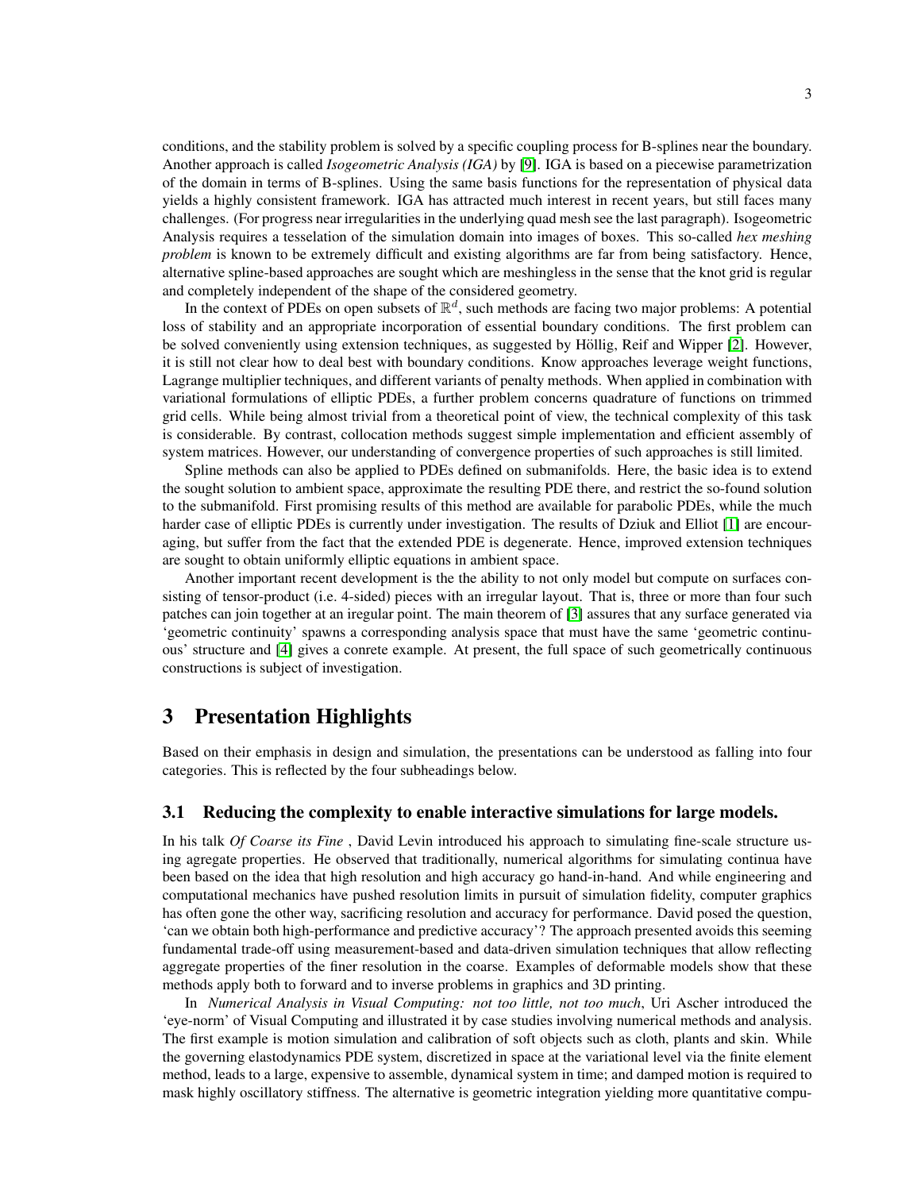conditions, and the stability problem is solved by a specific coupling process for B-splines near the boundary. Another approach is called *Isogeometric Analysis (IGA)* by [9]. IGA is based on a piecewise parametrization of the domain in terms of B-splines. Using the same basis functions for the representation of physical data yields a highly consistent framework. IGA has attracted much interest in recent years, but still faces many challenges. (For progress near irregularities in the underlying quad mesh see the last paragraph). Isogeometric Analysis requires a tesselation of the simulation domain into images of boxes. This so-called *hex meshing problem* is known to be extremely difficult and existing algorithms are far from being satisfactory. Hence, alternative spline-based approaches are sought which are meshingless in the sense that the knot grid is regular and completely independent of the shape of the considered geometry.

In the context of PDEs on open subsets of $\mathbb{R}^d$, such methods are facing two major problems: A potential loss of stability and an appropriate incorporation of essential boundary conditions. The first problem can be solved conveniently using extension techniques, as suggested by Höllig, Reif and Wipper [2]. However, it is still not clear how to deal best with boundary conditions. Know approaches leverage weight functions, Lagrange multiplier techniques, and different variants of penalty methods. When applied in combination with variational formulations of elliptic PDEs, a further problem concerns quadrature of functions on trimmed grid cells. While being almost trivial from a theoretical point of view, the technical complexity of this task is considerable. By contrast, collocation methods suggest simple implementation and efficient assembly of system matrices. However, our understanding of convergence properties of such approaches is still limited.

Spline methods can also be applied to PDEs defined on submanifolds. Here, the basic idea is to extend the sought solution to ambient space, approximate the resulting PDE there, and restrict the so-found solution to the submanifold. First promising results of this method are available for parabolic PDEs, while the much harder case of elliptic PDEs is currently under investigation. The results of Dziuk and Elliot [1] are encouraging, but suffer from the fact that the extended PDE is degenerate. Hence, improved extension techniques are sought to obtain uniformly elliptic equations in ambient space.

Another important recent development is the the ability to not only model but compute on surfaces consisting of tensor-product (i.e. 4-sided) pieces with an irregular layout. That is, three or more than four such patches can join together at an iregular point. The main theorem of [3] assures that any surface generated via 'geometric continuity' spawns a corresponding analysis space that must have the same 'geometric continuous' structure and [4] gives a conrete example. At present, the full space of such geometrically continuous constructions is subject of investigation.

# 3 Presentation Highlights

Based on their emphasis in design and simulation, the presentations can be understood as falling into four categories. This is reflected by the four subheadings below.

## 3.1 Reducing the complexity to enable interactive simulations for large models.

In his talk *Of Coarse its Fine* , David Levin introduced his approach to simulating fine-scale structure using agregate properties. He observed that traditionally, numerical algorithms for simulating continua have been based on the idea that high resolution and high accuracy go hand-in-hand. And while engineering and computational mechanics have pushed resolution limits in pursuit of simulation fidelity, computer graphics has often gone the other way, sacrificing resolution and accuracy for performance. David posed the question, 'can we obtain both high-performance and predictive accuracy'? The approach presented avoids this seeming fundamental trade-off using measurement-based and data-driven simulation techniques that allow reflecting aggregate properties of the finer resolution in the coarse. Examples of deformable models show that these methods apply both to forward and to inverse problems in graphics and 3D printing.

In *Numerical Analysis in Visual Computing: not too little, not too much*, Uri Ascher introduced the 'eye-norm' of Visual Computing and illustrated it by case studies involving numerical methods and analysis. The first example is motion simulation and calibration of soft objects such as cloth, plants and skin. While the governing elastodynamics PDE system, discretized in space at the variational level via the finite element method, leads to a large, expensive to assemble, dynamical system in time; and damped motion is required to mask highly oscillatory stiffness. The alternative is geometric integration yielding more quantitative compu-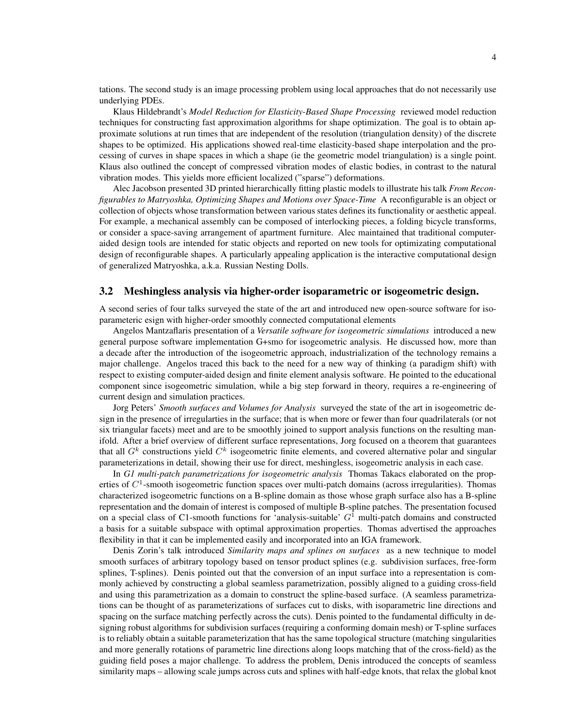tations. The second study is an image processing problem using local approaches that do not necessarily use underlying PDEs.

Klaus Hildebrandt's *Model Reduction for Elasticity-Based Shape Processing* reviewed model reduction techniques for constructing fast approximation algorithms for shape optimization. The goal is to obtain approximate solutions at run times that are independent of the resolution (triangulation density) of the discrete shapes to be optimized. His applications showed real-time elasticity-based shape interpolation and the processing of curves in shape spaces in which a shape (ie the geometric model triangulation) is a single point. Klaus also outlined the concept of compressed vibration modes of elastic bodies, in contrast to the natural vibration modes. This yields more efficient localized ("sparse") deformations.

Alec Jacobson presented 3D printed hierarchically fitting plastic models to illustrate his talk *From Reconfigurables to Matryoshka, Optimizing Shapes and Motions over Space-Time* A reconfigurable is an object or collection of objects whose transformation between various states defines its functionality or aesthetic appeal. For example, a mechanical assembly can be composed of interlocking pieces, a folding bicycle transforms, or consider a space-saving arrangement of apartment furniture. Alec maintained that traditional computer-aided design tools are intended for static objects and reported on new tools for optimizating computational design of reconfigurable shapes. A particularly appealing application is the interactive computational design of generalized Matryoshka, a.k.a. Russian Nesting Dolls.

## 3.2 Meshingless analysis via higher-order isoparametric or isogeometric design.

A second series of four talks surveyed the state of the art and introduced new open-source software for isoparameteric esign with higher-order smoothly connected computational elements

Angelos Mantzaflaris presentation of a *Versatile software for isogeometric simulations* introduced a new general purpose software implementation G+smo for isogeometric analysis. He discussed how, more than a decade after the introduction of the isogeometric approach, industrialization of the technology remains a major challenge. Angelos traced this back to the need for a new way of thinking (a paradigm shift) with respect to existing computer-aided design and finite element analysis software. He pointed to the educational component since isogeometric simulation, while a big step forward in theory, requires a re-engineering of current design and simulation practices.

Jorg Peters' *Smooth surfaces and Volumes for Analysis* surveyed the state of the art in isogeometric design in the presence of irregularties in the surface; that is when more or fewer than four quadrilaterals (or not six triangular facets) meet and are to be smoothly joined to support analysis functions on the resulting manifold. After a brief overview of different surface representations, Jorg focused on a theorem that guarantees that all $G^k$ constructions yield $C^k$ isogeometric finite elements, and covered alternative polar and singular parameterizations in detail, showing their use for direct, meshingless, isogeometric analysis in each case.

In *G1 multi-patch parametrizations for isogeometric analysis* Thomas Takacs elaborated on the properties of $C^1$-smooth isogeometric function spaces over multi-patch domains (across irregularities). Thomas characterized isogeometric functions on a B-spline domain as those whose graph surface also has a B-spline representation and the domain of interest is composed of multiple B-spline patches. The presentation focused on a special class of C1-smooth functions for 'analysis-suitable' $G^1$ multi-patch domains and constructed a basis for a suitable subspace with optimal approximation properties. Thomas advertised the approaches flexibility in that it can be implemented easily and incorporated into an IGA framework.

Denis Zorin's talk introduced *Similarity maps and splines on surfaces* as a new technique to model smooth surfaces of arbitrary topology based on tensor product splines (e.g. subdivision surfaces, free-form splines, T-splines). Denis pointed out that the conversion of an input surface into a representation is commonly achieved by constructing a global seamless parametrization, possibly aligned to a guiding cross-field and using this parametrization as a domain to construct the spline-based surface. (A seamless parametrizations can be thought of as parameterizations of surfaces cut to disks, with isoparametric line directions and spacing on the surface matching perfectly across the cuts). Denis pointed to the fundamental difficulty in designing robust algorithms for subdivision surfaces (requiring a conforming domain mesh) or T-spline surfaces is to reliably obtain a suitable parameterization that has the same topological structure (matching singularities and more generally rotations of parametric line directions along loops matching that of the cross-field) as the guiding field poses a major challenge. To address the problem, Denis introduced the concepts of seamless similarity maps – allowing scale jumps across cuts and splines with half-edge knots, that relax the global knot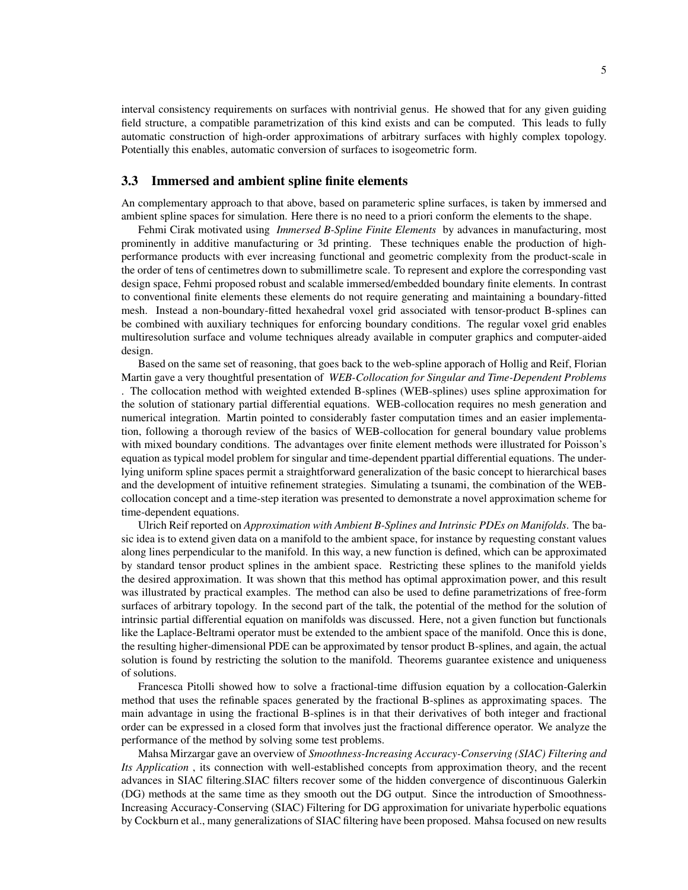interval consistency requirements on surfaces with nontrivial genus. He showed that for any given guiding field structure, a compatible parametrization of this kind exists and can be computed. This leads to fully automatic construction of high-order approximations of arbitrary surfaces with highly complex topology. Potentially this enables, automatic conversion of surfaces to isogeometric form.

### 3.3 Immersed and ambient spline finite elements

An complementary approach to that above, based on parameteric spline surfaces, is taken by immersed and ambient spline spaces for simulation. Here there is no need to a priori conform the elements to the shape.

Fehmi Cirak motivated using *Immersed B-Spline Finite Elements* by advances in manufacturing, most prominently in additive manufacturing or 3d printing. These techniques enable the production of high-performance products with ever increasing functional and geometric complexity from the product-scale in the order of tens of centimetres down to submillimetre scale. To represent and explore the corresponding vast design space, Fehmi proposed robust and scalable immersed/embedded boundary finite elements. In contrast to conventional finite elements these elements do not require generating and maintaining a boundary-fitted mesh. Instead a non-boundary-fitted hexahedral voxel grid associated with tensor-product B-splines can be combined with auxiliary techniques for enforcing boundary conditions. The regular voxel grid enables multiresolution surface and volume techniques already available in computer graphics and computer-aided design.

Based on the same set of reasoning, that goes back to the web-spline apporach of Hollig and Reif, Florian Martin gave a very thoughtful presentation of *WEB-Collocation for Singular and Time-Dependent Problems* . The collocation method with weighted extended B-splines (WEB-splines) uses spline approximation for the solution of stationary partial differential equations. WEB-collocation requires no mesh generation and numerical integration. Martin pointed to considerably faster computation times and an easier implementation, following a thorough review of the basics of WEB-collocation for general boundary value problems with mixed boundary conditions. The advantages over finite element methods were illustrated for Poisson's equation as typical model problem for singular and time-dependent ppartial differential equations. The underlying uniform spline spaces permit a straightforward generalization of the basic concept to hierarchical bases and the development of intuitive refinement strategies. Simulating a tsunami, the combination of the WEB-collocation concept and a time-step iteration was presented to demonstrate a novel approximation scheme for time-dependent equations.

Ulrich Reif reported on *Approximation with Ambient B-Splines and Intrinsic PDEs on Manifolds*. The basic idea is to extend given data on a manifold to the ambient space, for instance by requesting constant values along lines perpendicular to the manifold. In this way, a new function is defined, which can be approximated by standard tensor product splines in the ambient space. Restricting these splines to the manifold yields the desired approximation. It was shown that this method has optimal approximation power, and this result was illustrated by practical examples. The method can also be used to define parametrizations of free-form surfaces of arbitrary topology. In the second part of the talk, the potential of the method for the solution of intrinsic partial differential equation on manifolds was discussed. Here, not a given function but functionals like the Laplace-Beltrami operator must be extended to the ambient space of the manifold. Once this is done, the resulting higher-dimensional PDE can be approximated by tensor product B-splines, and again, the actual solution is found by restricting the solution to the manifold. Theorems guarantee existence and uniqueness of solutions.

Francesca Pitolli showed how to solve a fractional-time diffusion equation by a collocation-Galerkin method that uses the refinable spaces generated by the fractional B-splines as approximating spaces. The main advantage in using the fractional B-splines is in that their derivatives of both integer and fractional order can be expressed in a closed form that involves just the fractional difference operator. We analyze the performance of the method by solving some test problems.

Mahsa Mirzargar gave an overview of *Smoothness-Increasing Accuracy-Conserving (SIAC) Filtering and Its Application* , its connection with well-established concepts from approximation theory, and the recent advances in SIAC filtering.SIAC filters recover some of the hidden convergence of discontinuous Galerkin (DG) methods at the same time as they smooth out the DG output. Since the introduction of Smoothness-Increasing Accuracy-Conserving (SIAC) Filtering for DG approximation for univariate hyperbolic equations by Cockburn et al., many generalizations of SIAC filtering have been proposed. Mahsa focused on new results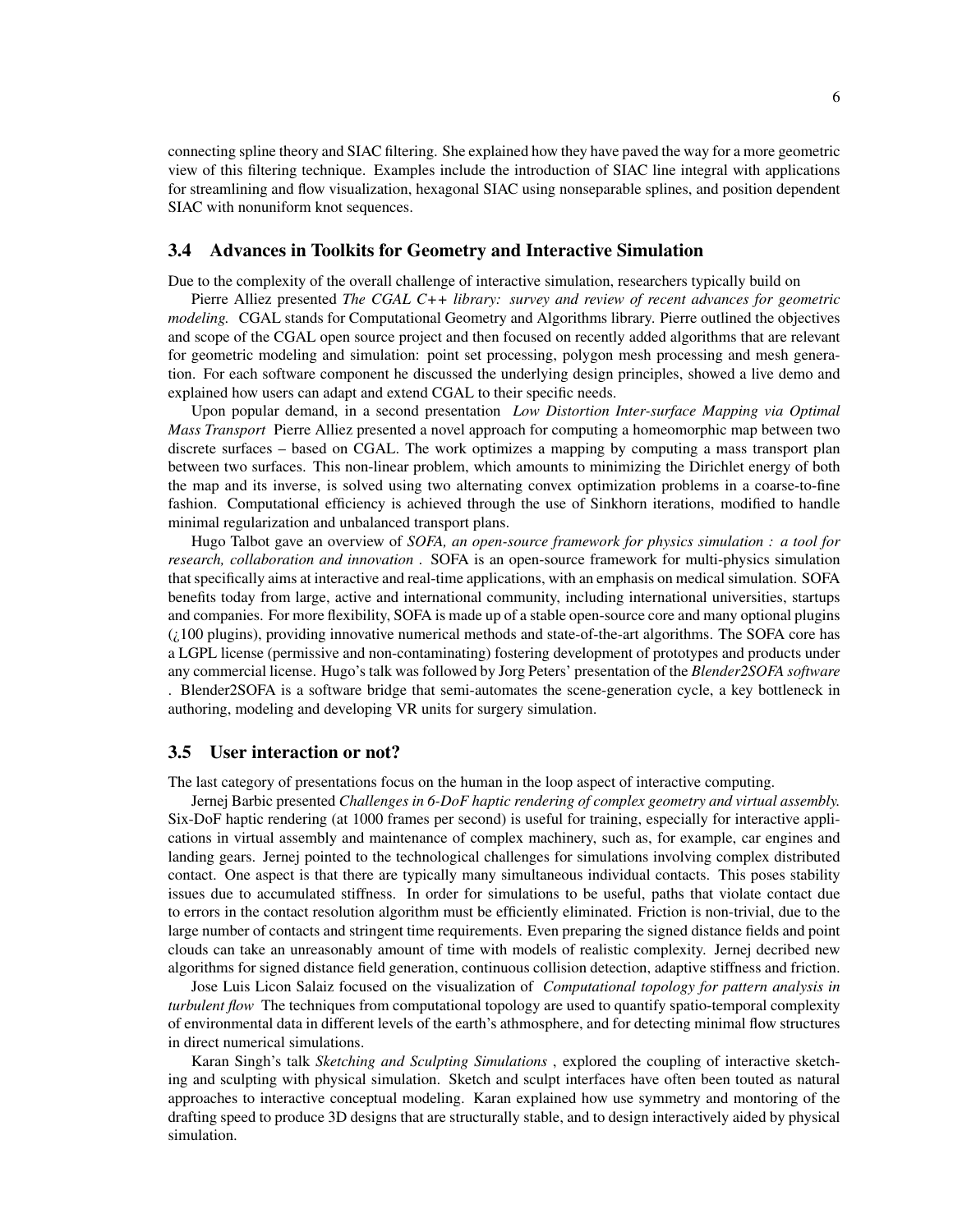connecting spline theory and SIAC filtering. She explained how they have paved the way for a more geometric view of this filtering technique. Examples include the introduction of SIAC line integral with applications for streamlining and flow visualization, hexagonal SIAC using nonseparable splines, and position dependent SIAC with nonuniform knot sequences.

## 3.4 Advances in Toolkits for Geometry and Interactive Simulation

Due to the complexity of the overall challenge of interactive simulation, researchers typically build on

Pierre Alliez presented *The CGAL C++ library: survey and review of recent advances for geometric modeling.* CGAL stands for Computational Geometry and Algorithms library. Pierre outlined the objectives and scope of the CGAL open source project and then focused on recently added algorithms that are relevant for geometric modeling and simulation: point set processing, polygon mesh processing and mesh generation. For each software component he discussed the underlying design principles, showed a live demo and explained how users can adapt and extend CGAL to their specific needs.

Upon popular demand, in a second presentation *Low Distortion Inter-surface Mapping via Optimal Mass Transport* Pierre Alliez presented a novel approach for computing a homeomorphic map between two discrete surfaces – based on CGAL. The work optimizes a mapping by computing a mass transport plan between two surfaces. This non-linear problem, which amounts to minimizing the Dirichlet energy of both the map and its inverse, is solved using two alternating convex optimization problems in a coarse-to-fine fashion. Computational efficiency is achieved through the use of Sinkhorn iterations, modified to handle minimal regularization and unbalanced transport plans.

Hugo Talbot gave an overview of *SOFA, an open-source framework for physics simulation : a tool for research, collaboration and innovation* . SOFA is an open-source framework for multi-physics simulation that specifically aims at interactive and real-time applications, with an emphasis on medical simulation. SOFA benefits today from large, active and international community, including international universities, startups and companies. For more flexibility, SOFA is made up of a stable open-source core and many optional plugins (¿100 plugins), providing innovative numerical methods and state-of-the-art algorithms. The SOFA core has a LGPL license (permissive and non-contaminating) fostering development of prototypes and products under any commercial license. Hugo's talk was followed by Jorg Peters' presentation of the *Blender2SOFA software* . Blender2SOFA is a software bridge that semi-automates the scene-generation cycle, a key bottleneck in authoring, modeling and developing VR units for surgery simulation.

## 3.5 User interaction or not?

The last category of presentations focus on the human in the loop aspect of interactive computing.

Jernej Barbic presented *Challenges in 6-DoF haptic rendering of complex geometry and virtual assembly.* Six-DoF haptic rendering (at 1000 frames per second) is useful for training, especially for interactive applications in virtual assembly and maintenance of complex machinery, such as, for example, car engines and landing gears. Jernej pointed to the technological challenges for simulations involving complex distributed contact. One aspect is that there are typically many simultaneous individual contacts. This poses stability issues due to accumulated stiffness. In order for simulations to be useful, paths that violate contact due to errors in the contact resolution algorithm must be efficiently eliminated. Friction is non-trivial, due to the large number of contacts and stringent time requirements. Even preparing the signed distance fields and point clouds can take an unreasonably amount of time with models of realistic complexity. Jernej decribed new algorithms for signed distance field generation, continuous collision detection, adaptive stiffness and friction.

Jose Luis Licon Salaiz focused on the visualization of *Computational topology for pattern analysis in turbulent flow* The techniques from computational topology are used to quantify spatio-temporal complexity of environmental data in different levels of the earth's athmosphere, and for detecting minimal flow structures in direct numerical simulations.

Karan Singh's talk *Sketching and Sculpting Simulations* , explored the coupling of interactive sketching and sculpting with physical simulation. Sketch and sculpt interfaces have often been touted as natural approaches to interactive conceptual modeling. Karan explained how use symmetry and montoring of the drafting speed to produce 3D designs that are structurally stable, and to design interactively aided by physical simulation.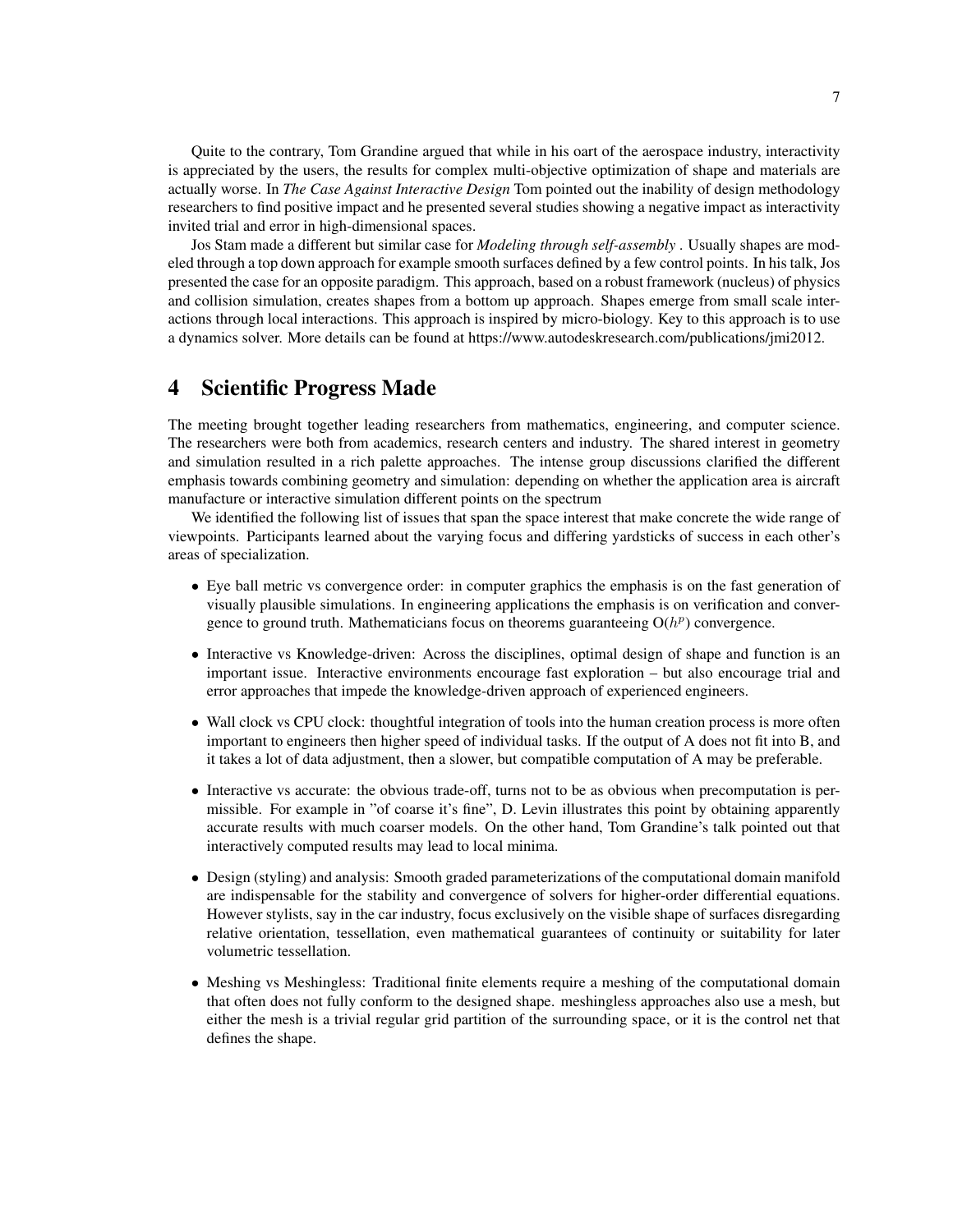Quite to the contrary, Tom Grandine argued that while in his oart of the aerospace industry, interactivity is appreciated by the users, the results for complex multi-objective optimization of shape and materials are actually worse. In *The Case Against Interactive Design* Tom pointed out the inability of design methodology researchers to find positive impact and he presented several studies showing a negative impact as interactivity invited trial and error in high-dimensional spaces.

Jos Stam made a different but similar case for *Modeling through self-assembly* . Usually shapes are modeled through a top down approach for example smooth surfaces defined by a few control points. In his talk, Jos presented the case for an opposite paradigm. This approach, based on a robust framework (nucleus) of physics and collision simulation, creates shapes from a bottom up approach. Shapes emerge from small scale interactions through local interactions. This approach is inspired by micro-biology. Key to this approach is to use a dynamics solver. More details can be found at https://www.autodeskresearch.com/publications/jmi2012.

# 4 Scientific Progress Made

The meeting brought together leading researchers from mathematics, engineering, and computer science. The researchers were both from academics, research centers and industry. The shared interest in geometry and simulation resulted in a rich palette approaches. The intense group discussions clarified the different emphasis towards combining geometry and simulation: depending on whether the application area is aircraft manufacture or interactive simulation different points on the spectrum

We identified the following list of issues that span the space interest that make concrete the wide range of viewpoints. Participants learned about the varying focus and differing yardsticks of success in each other's areas of specialization.

- Eye ball metric vs convergence order: in computer graphics the emphasis is on the fast generation of visually plausible simulations. In engineering applications the emphasis is on verification and convergence to ground truth. Mathematicians focus on theorems guaranteeing $O(h^p)$ convergence.
- Interactive vs Knowledge-driven: Across the disciplines, optimal design of shape and function is an important issue. Interactive environments encourage fast exploration – but also encourage trial and error approaches that impede the knowledge-driven approach of experienced engineers.
- Wall clock vs CPU clock: thoughtful integration of tools into the human creation process is more often important to engineers then higher speed of individual tasks. If the output of A does not fit into B, and it takes a lot of data adjustment, then a slower, but compatible computation of A may be preferable.
- Interactive vs accurate: the obvious trade-off, turns not to be as obvious when precomputation is permissible. For example in "of coarse it's fine", D. Levin illustrates this point by obtaining apparently accurate results with much coarser models. On the other hand, Tom Grandine's talk pointed out that interactively computed results may lead to local minima.
- Design (styling) and analysis: Smooth graded parameterizations of the computational domain manifold are indispensable for the stability and convergence of solvers for higher-order differential equations. However stylists, say in the car industry, focus exclusively on the visible shape of surfaces disregarding relative orientation, tessellation, even mathematical guarantees of continuity or suitability for later volumetric tessellation.
- Meshing vs Meshingless: Traditional finite elements require a meshing of the computational domain that often does not fully conform to the designed shape. meshingless approaches also use a mesh, but either the mesh is a trivial regular grid partition of the surrounding space, or it is the control net that defines the shape.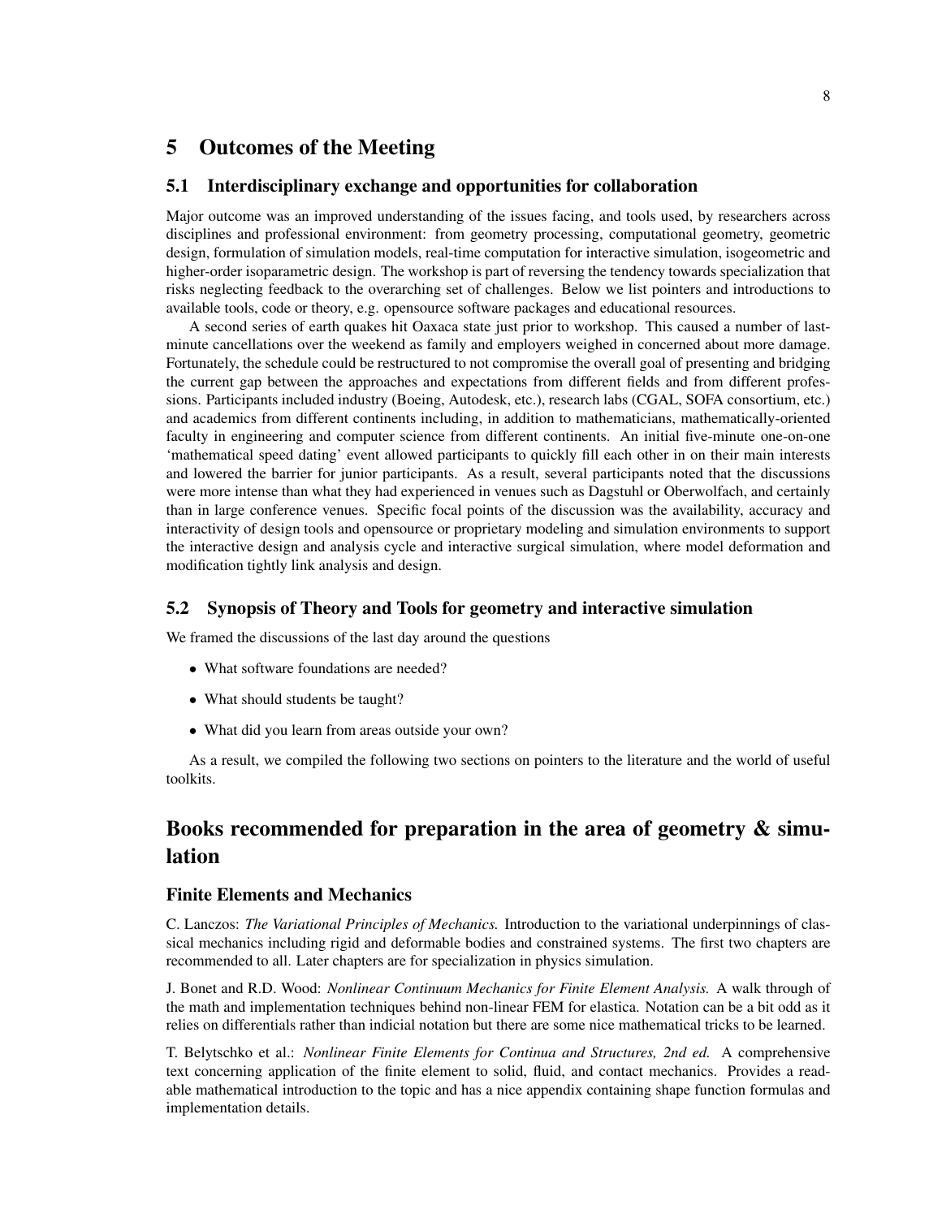## 5 Outcomes of the Meeting

### 5.1 Interdisciplinary exchange and opportunities for collaboration

Major outcome was an improved understanding of the issues facing, and tools used, by researchers across disciplines and professional environment: from geometry processing, computational geometry, geometric design, formulation of simulation models, real-time computation for interactive simulation, isogeometric and higher-order isoparametric design. The workshop is part of reversing the tendency towards specialization that risks neglecting feedback to the overarching set of challenges. Below we list pointers and introductions to available tools, code or theory, e.g. opensource software packages and educational resources.

A second series of earth quakes hit Oaxaca state just prior to workshop. This caused a number of last-minute cancellations over the weekend as family and employers weighed in concerned about more damage. Fortunately, the schedule could be restructured to not compromise the overall goal of presenting and bridging the current gap between the approaches and expectations from different fields and from different professions. Participants included industry (Boeing, Autodesk, etc.), research labs (CGAL, SOFA consortium, etc.) and academics from different continents including, in addition to mathematicians, mathematically-oriented faculty in engineering and computer science from different continents. An initial five-minute one-on-one 'mathematical speed dating' event allowed participants to quickly fill each other in on their main interests and lowered the barrier for junior participants. As a result, several participants noted that the discussions were more intense than what they had experienced in venues such as Dagstuhl or Oberwolfach, and certainly than in large conference venues. Specific focal points of the discussion was the availability, accuracy and interactivity of design tools and opensource or proprietary modeling and simulation environments to support the interactive design and analysis cycle and interactive surgical simulation, where model deformation and modification tightly link analysis and design.

### 5.2 Synopsis of Theory and Tools for geometry and interactive simulation

We framed the discussions of the last day around the questions

- What software foundations are needed?
- What should students be taught?
- What did you learn from areas outside your own?

As a result, we compiled the following two sections on pointers to the literature and the world of useful toolkits.

## Books recommended for preparation in the area of geometry & simulation

### Finite Elements and Mechanics

C. Lanczos: *The Variational Principles of Mechanics.* Introduction to the variational underpinnings of classical mechanics including rigid and deformable bodies and constrained systems. The first two chapters are recommended to all. Later chapters are for specialization in physics simulation.

J. Bonet and R.D. Wood: *Nonlinear Continuum Mechanics for Finite Element Analysis.* A walk through of the math and implementation techniques behind non-linear FEM for elastica. Notation can be a bit odd as it relies on differentials rather than indicial notation but there are some nice mathematical tricks to be learned.

T. Belytschko et al.: *Nonlinear Finite Elements for Continua and Structures, 2nd ed.* A comprehensive text concerning application of the finite element to solid, fluid, and contact mechanics. Provides a readable mathematical introduction to the topic and has a nice appendix containing shape function formulas and implementation details.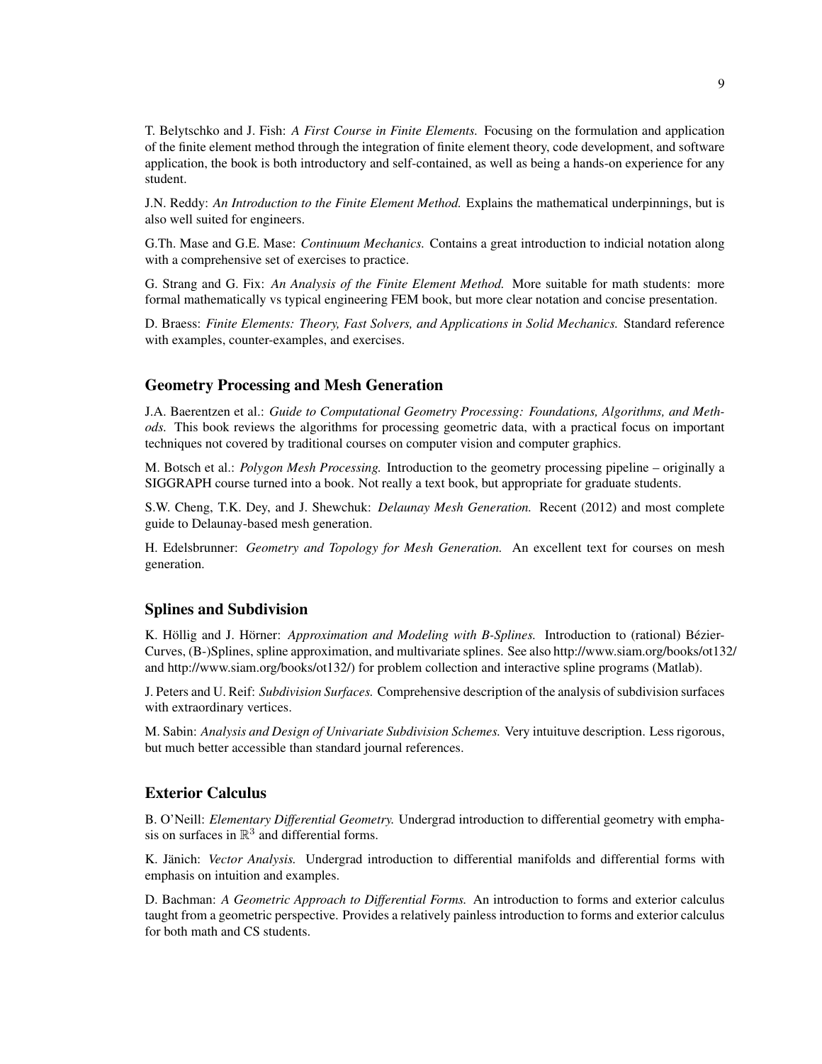T. Belytschko and J. Fish: *A First Course in Finite Elements.* Focusing on the formulation and application of the finite element method through the integration of finite element theory, code development, and software application, the book is both introductory and self-contained, as well as being a hands-on experience for any student.

J.N. Reddy: *An Introduction to the Finite Element Method.* Explains the mathematical underpinnings, but is also well suited for engineers.

G.Th. Mase and G.E. Mase: *Continuum Mechanics.* Contains a great introduction to indicial notation along with a comprehensive set of exercises to practice.

G. Strang and G. Fix: *An Analysis of the Finite Element Method.* More suitable for math students: more formal mathematically vs typical engineering FEM book, but more clear notation and concise presentation.

D. Braess: *Finite Elements: Theory, Fast Solvers, and Applications in Solid Mechanics.* Standard reference with examples, counter-examples, and exercises.

## Geometry Processing and Mesh Generation

J.A. Baerentzen et al.: *Guide to Computational Geometry Processing: Foundations, Algorithms, and Methods.* This book reviews the algorithms for processing geometric data, with a practical focus on important techniques not covered by traditional courses on computer vision and computer graphics.

M. Botsch et al.: *Polygon Mesh Processing.* Introduction to the geometry processing pipeline – originally a SIGGRAPH course turned into a book. Not really a text book, but appropriate for graduate students.

S.W. Cheng, T.K. Dey, and J. Shewchuk: *Delaunay Mesh Generation.* Recent (2012) and most complete guide to Delaunay-based mesh generation.

H. Edelsbrunner: *Geometry and Topology for Mesh Generation.* An excellent text for courses on mesh generation.

## Splines and Subdivision

K. Höllig and J. Hörner: *Approximation and Modeling with B-Splines.* Introduction to (rational) Bézier-Curves, (B-)Splines, spline approximation, and multivariate splines. See also http://www.siam.org/books/ot132/ and http://www.siam.org/books/ot132/) for problem collection and interactive spline programs (Matlab).

J. Peters and U. Reif: *Subdivision Surfaces.* Comprehensive description of the analysis of subdivision surfaces with extraordinary vertices.

M. Sabin: *Analysis and Design of Univariate Subdivision Schemes.* Very intuituve description. Less rigorous, but much better accessible than standard journal references.

## Exterior Calculus

B. O'Neill: *Elementary Differential Geometry.* Undergrad introduction to differential geometry with emphasis on surfaces in $\mathbb{R}^3$ and differential forms.

K. Jänich: *Vector Analysis.* Undergrad introduction to differential manifolds and differential forms with emphasis on intuition and examples.

D. Bachman: *A Geometric Approach to Differential Forms.* An introduction to forms and exterior calculus taught from a geometric perspective. Provides a relatively painless introduction to forms and exterior calculus for both math and CS students.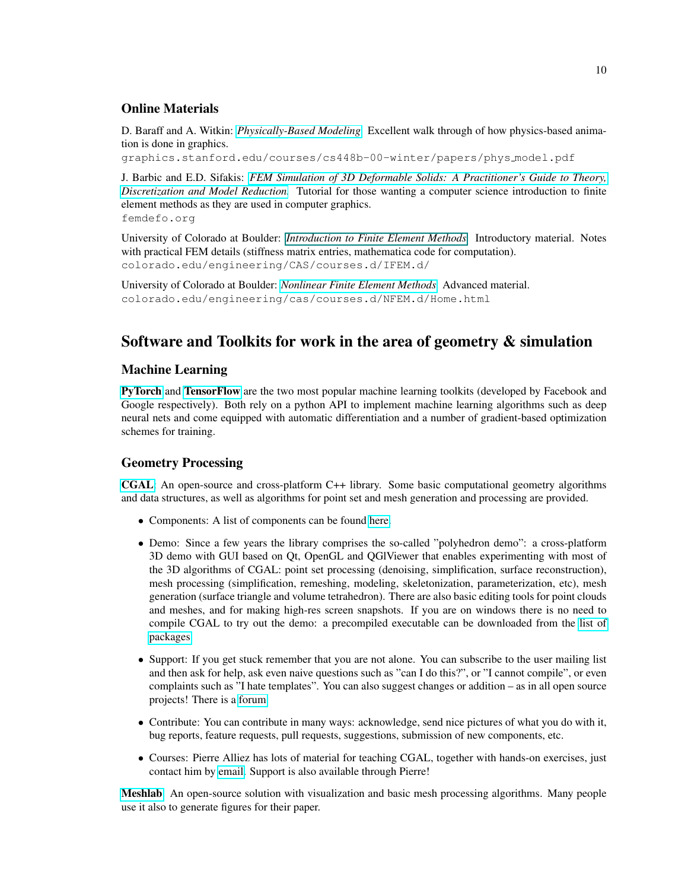### Online Materials

D. Baraff and A. Witkin: *Physically-Based Modeling*. Excellent walk through of how physics-based animation is done in graphics.
graphics.stanford.edu/courses/cs448b-00-winter/papers/phys_model.pdf

J. Barbic and E.D. Sifakis: *FEM Simulation of 3D Deformable Solids: A Practitioner's Guide to Theory, Discretization and Model Reduction*. Tutorial for those wanting a computer science introduction to finite element methods as they are used in computer graphics.
femdefo.org

University of Colorado at Boulder: *Introduction to Finite Element Methods*. Introductory material. Notes with practical FEM details (stiffness matrix entries, mathematica code for computation).
colorado.edu/engineering/CAS/courses.d/IFEM.d/

University of Colorado at Boulder: *Nonlinear Finite Element Methods*. Advanced material.
colorado.edu/engineering/cas/courses.d/NFEM.d/Home.html

## Software and Toolkits for work in the area of geometry & simulation

### Machine Learning

**PyTorch** and **TensorFlow** are the two most popular machine learning toolkits (developed by Facebook and Google respectively). Both rely on a python API to implement machine learning algorithms such as deep neural nets and come equipped with automatic differentiation and a number of gradient-based optimization schemes for training.

### Geometry Processing

**CGAL**: An open-source and cross-platform C++ library. Some basic computational geometry algorithms and data structures, as well as algorithms for point set and mesh generation and processing are provided.

- Components: A list of components can be found here.
- Demo: Since a few years the library comprises the so-called "polyhedron demo": a cross-platform 3D demo with GUI based on Qt, OpenGL and QGlViewer that enables experimenting with most of the 3D algorithms of CGAL: point set processing (denoising, simplification, surface reconstruction), mesh processing (simplification, remeshing, modeling, skeletonization, parameterization, etc), mesh generation (surface triangle and volume tetrahedron). There are also basic editing tools for point clouds and meshes, and for making high-res screen snapshots. If you are on windows there is no need to compile CGAL to try out the demo: a precompiled executable can be downloaded from the list of packages.
- Support: If you get stuck remember that you are not alone. You can subscribe to the user mailing list and then ask for help, ask even naive questions such as "can I do this?", or "I cannot compile", or even complaints such as "I hate templates". You can also suggest changes or addition – as in all open source projects! There is a forum.
- Contribute: You can contribute in many ways: acknowledge, send nice pictures of what you do with it, bug reports, feature requests, pull requests, suggestions, submission of new components, etc.
- Courses: Pierre Alliez has lots of material for teaching CGAL, together with hands-on exercises, just contact him by email. Support is also available through Pierre!

**Meshlab**: An open-source solution with visualization and basic mesh processing algorithms. Many people use it also to generate figures for their paper.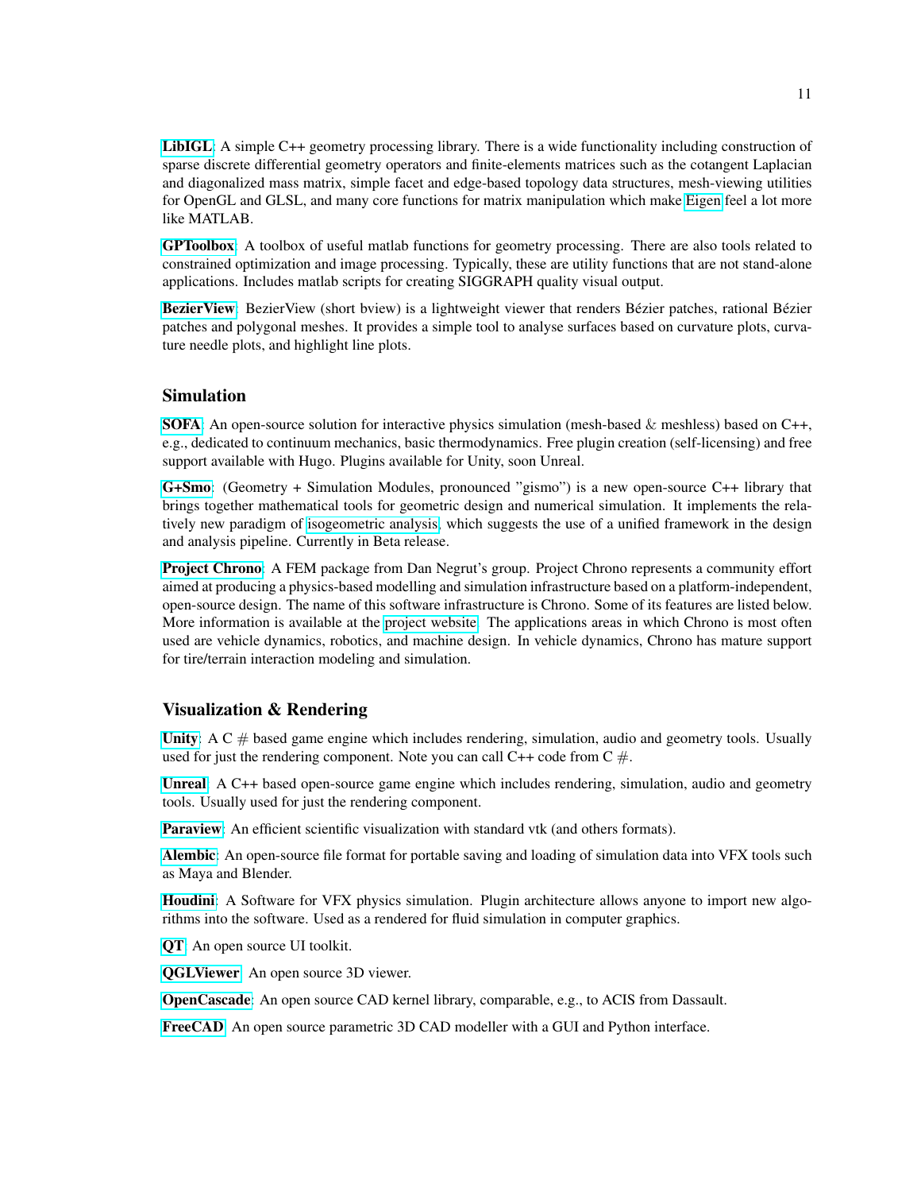**LibIGL**: A simple C++ geometry processing library. There is a wide functionality including construction of sparse discrete differential geometry operators and finite-elements matrices such as the cotangent Laplacian and diagonalized mass matrix, simple facet and edge-based topology data structures, mesh-viewing utilities for OpenGL and GLSL, and many core functions for matrix manipulation which make Eigen feel a lot more like MATLAB.

**GPToolbox**: A toolbox of useful matlab functions for geometry processing. There are also tools related to constrained optimization and image processing. Typically, these are utility functions that are not stand-alone applications. Includes matlab scripts for creating SIGGRAPH quality visual output.

**BezierView**: BezierView (short bview) is a lightweight viewer that renders Bézier patches, rational Bézier patches and polygonal meshes. It provides a simple tool to analyse surfaces based on curvature plots, curvature needle plots, and highlight line plots.

## Simulation

**SOFA**: An open-source solution for interactive physics simulation (mesh-based & meshless) based on C++, e.g., dedicated to continuum mechanics, basic thermodynamics. Free plugin creation (self-licensing) and free support available with Hugo. Plugins available for Unity, soon Unreal.

**G+Smo**: (Geometry + Simulation Modules, pronounced "gismo") is a new open-source C++ library that brings together mathematical tools for geometric design and numerical simulation. It implements the relatively new paradigm of isogeometric analysis, which suggests the use of a unified framework in the design and analysis pipeline. Currently in Beta release.

**Project Chrono**: A FEM package from Dan Negrut's group. Project Chrono represents a community effort aimed at producing a physics-based modelling and simulation infrastructure based on a platform-independent, open-source design. The name of this software infrastructure is Chrono. Some of its features are listed below. More information is available at the project website. The applications areas in which Chrono is most often used are vehicle dynamics, robotics, and machine design. In vehicle dynamics, Chrono has mature support for tire/terrain interaction modeling and simulation.

## Visualization & Rendering

**Unity**: A C # based game engine which includes rendering, simulation, audio and geometry tools. Usually used for just the rendering component. Note you can call C++ code from C #.

**Unreal**: A C++ based open-source game engine which includes rendering, simulation, audio and geometry tools. Usually used for just the rendering component.

**Paraview**: An efficient scientific visualization with standard vtk (and others formats).

**Alembic**: An open-source file format for portable saving and loading of simulation data into VFX tools such as Maya and Blender.

**Houdini**: A Software for VFX physics simulation. Plugin architecture allows anyone to import new algorithms into the software. Used as a rendered for fluid simulation in computer graphics.

**QT**: An open source UI toolkit.

**QGLViewer**: An open source 3D viewer.

**OpenCascade**: An open source CAD kernel library, comparable, e.g., to ACIS from Dassault.

**FreeCAD**: An open source parametric 3D CAD modeller with a GUI and Python interface.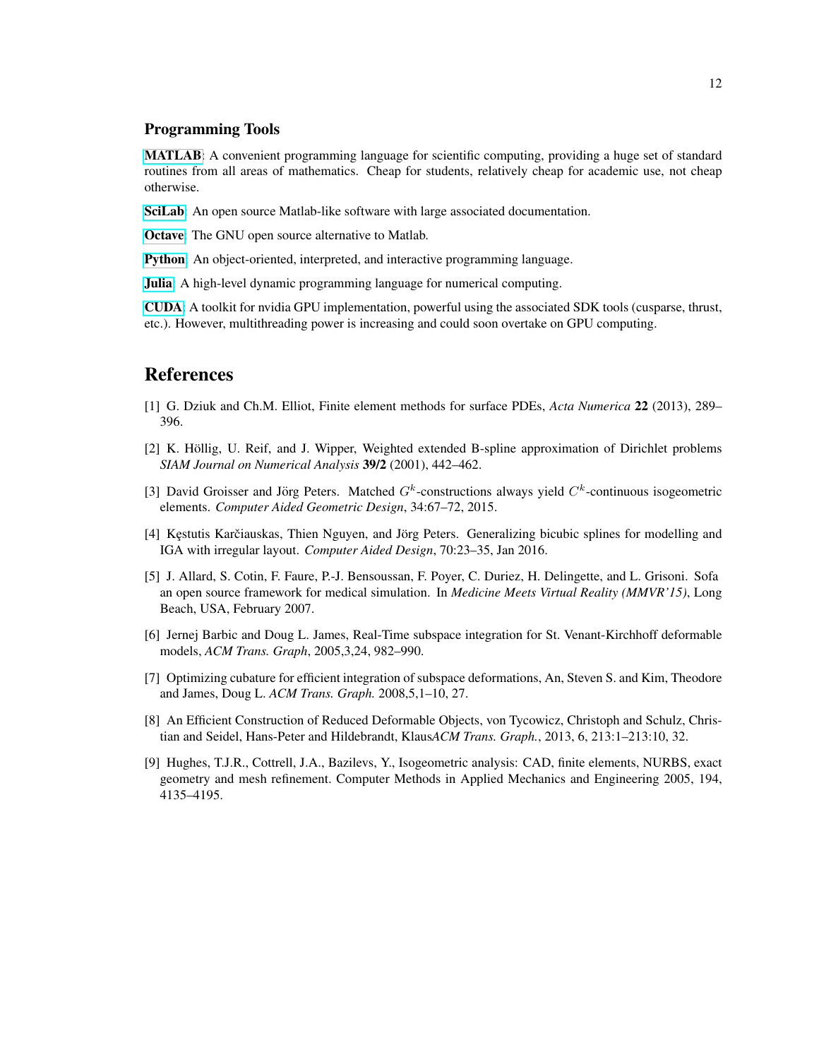### Programming Tools

**MATLAB**: A convenient programming language for scientific computing, providing a huge set of standard routines from all areas of mathematics. Cheap for students, relatively cheap for academic use, not cheap otherwise.

**SciLab**: An open source Matlab-like software with large associated documentation.

**Octave**: The GNU open source alternative to Matlab.

**Python**: An object-oriented, interpreted, and interactive programming language.

**Julia**: A high-level dynamic programming language for numerical computing.

**CUDA**: A toolkit for nvidia GPU implementation, powerful using the associated SDK tools (cusparse, thrust, etc.). However, multithreading power is increasing and could soon overtake on GPU computing.

## References

[1] G. Dziuk and Ch.M. Elliot, Finite element methods for surface PDEs, *Acta Numerica* **22** (2013), 289–396.

[2] K. Höllig, U. Reif, and J. Wipper, Weighted extended B-spline approximation of Dirichlet problems *SIAM Journal on Numerical Analysis* **39/2** (2001), 442–462.

[3] David Groisser and Jörg Peters. Matched $G^k$-constructions always yield $C^k$-continuous isogeometric elements. *Computer Aided Geometric Design*, 34:67–72, 2015.

[4] Kęstutis Karčiauskas, Thien Nguyen, and Jörg Peters. Generalizing bicubic splines for modelling and IGA with irregular layout. *Computer Aided Design*, 70:23–35, Jan 2016.

[5] J. Allard, S. Cotin, F. Faure, P.-J. Bensoussan, F. Poyer, C. Duriez, H. Delingette, and L. Grisoni. Sofa an open source framework for medical simulation. In *Medicine Meets Virtual Reality (MMVR'15)*, Long Beach, USA, February 2007.

[6] Jernej Barbic and Doug L. James, Real-Time subspace integration for St. Venant-Kirchhoff deformable models, *ACM Trans. Graph*, 2005,3,24, 982–990.

[7] Optimizing cubature for efficient integration of subspace deformations, An, Steven S. and Kim, Theodore and James, Doug L. *ACM Trans. Graph.* 2008,5,1–10, 27.

[8] An Efficient Construction of Reduced Deformable Objects, von Tycowicz, Christoph and Schulz, Christian and Seidel, Hans-Peter and Hildebrandt, Klaus*ACM Trans. Graph.*, 2013, 6, 213:1–213:10, 32.

[9] Hughes, T.J.R., Cottrell, J.A., Bazilevs, Y., Isogeometric analysis: CAD, finite elements, NURBS, exact geometry and mesh refinement. Computer Methods in Applied Mechanics and Engineering 2005, 194, 4135–4195.